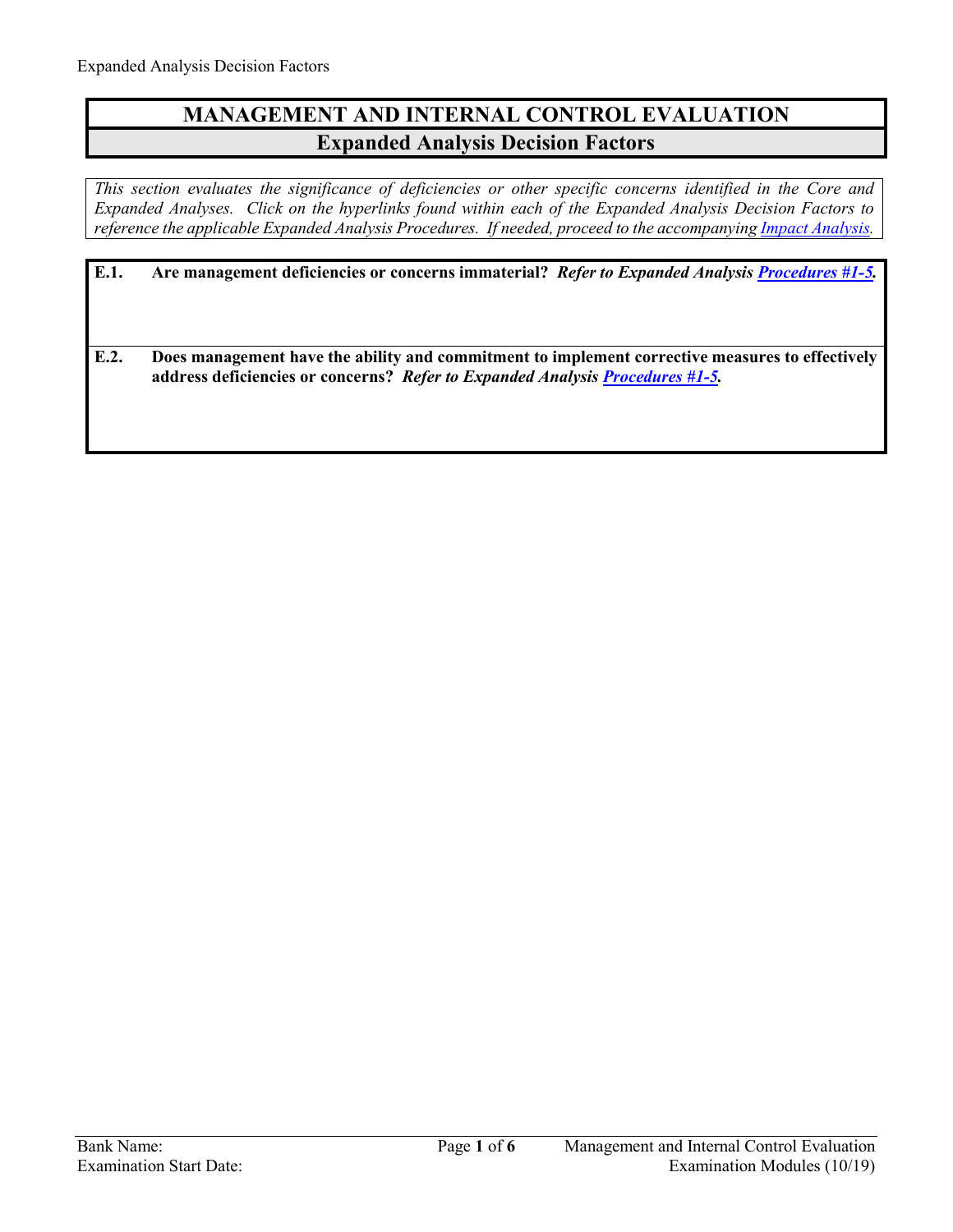# MANAGEMENT AND INTERNAL CONTROL EVALUATION

## Expanded Analysis Decision Factors

*This section evaluates the significance of deficiencies or other specific concerns identified in the Core and Expanded Analyses. Click on the hyperlinks found within each of the Expanded Analysis Decision Factors to reference the applicable Expanded Analysis Procedures. If needed, proceed to the accompanying Impact Analysis.*

**E.1. Are management deficiencies or concerns immaterial?** ***Refer to Expanded Analysis Procedures #1-5.***

**E.2. Does management have the ability and commitment to implement corrective measures to effectively address deficiencies or concerns?** ***Refer to Expanded Analysis Procedures #1-5.***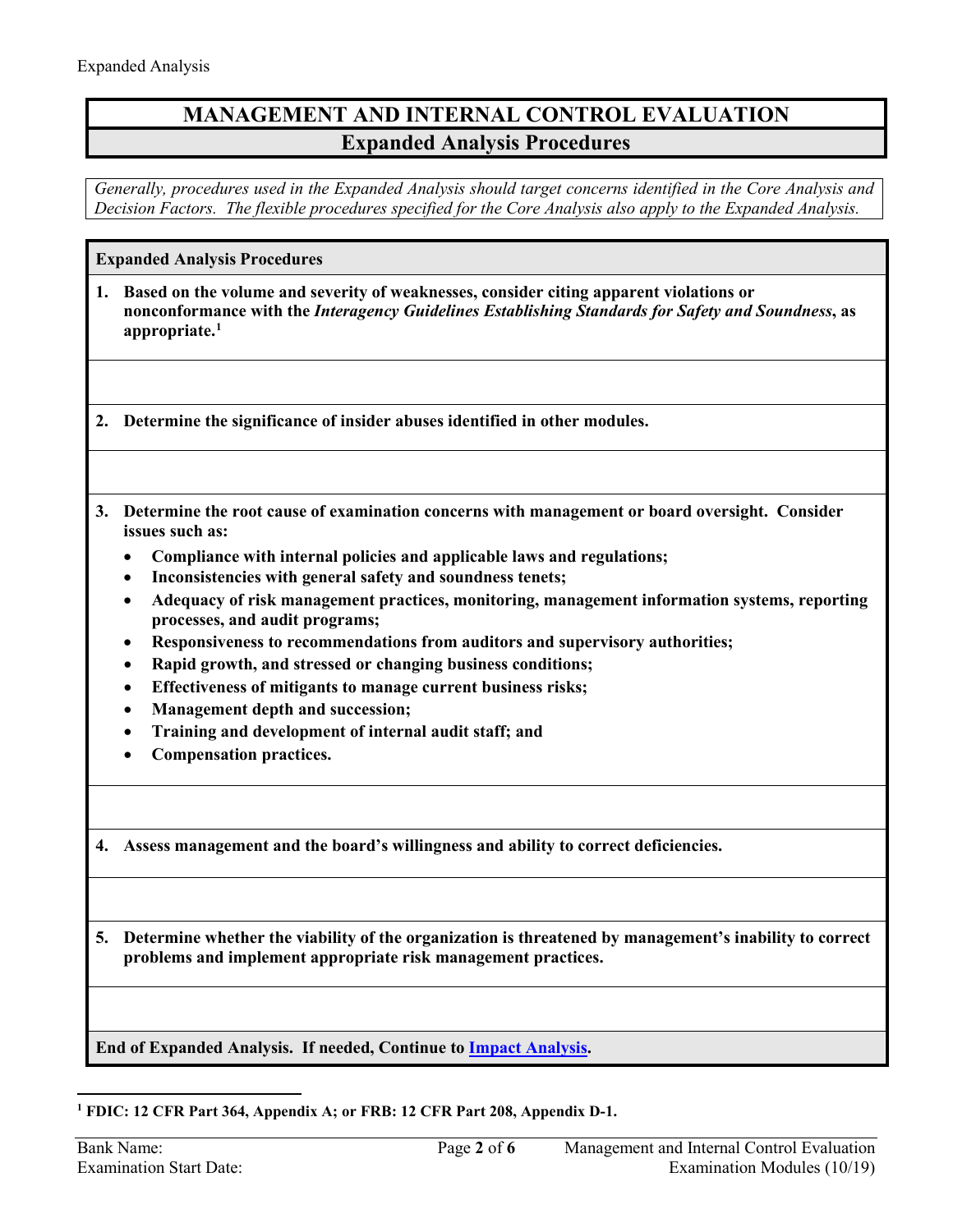# MANAGEMENT AND INTERNAL CONTROL EVALUATION

## Expanded Analysis Procedures

*Generally, procedures used in the Expanded Analysis should target concerns identified in the Core Analysis and Decision Factors. The flexible procedures specified for the Core Analysis also apply to the Expanded Analysis.*

**Expanded Analysis Procedures**

1. **Based on the volume and severity of weaknesses, consider citing apparent violations or nonconformance with the *Interagency Guidelines Establishing Standards for Safety and Soundness*, as appropriate.[1]**

2. **Determine the significance of insider abuses identified in other modules.**

3. **Determine the root cause of examination concerns with management or board oversight. Consider issues such as:**
   - **Compliance with internal policies and applicable laws and regulations;**
   - **Inconsistencies with general safety and soundness tenets;**
   - **Adequacy of risk management practices, monitoring, management information systems, reporting processes, and audit programs;**
   - **Responsiveness to recommendations from auditors and supervisory authorities;**
   - **Rapid growth, and stressed or changing business conditions;**
   - **Effectiveness of mitigants to manage current business risks;**
   - **Management depth and succession;**
   - **Training and development of internal audit staff; and**
   - **Compensation practices.**

4. **Assess management and the board's willingness and ability to correct deficiencies.**

5. **Determine whether the viability of the organization is threatened by management's inability to correct problems and implement appropriate risk management practices.**

**End of Expanded Analysis. If needed, Continue to Impact Analysis.**

[1] **FDIC: 12 CFR Part 364, Appendix A; or FRB: 12 CFR Part 208, Appendix D-1.**

Bank Name:
Examination Start Date: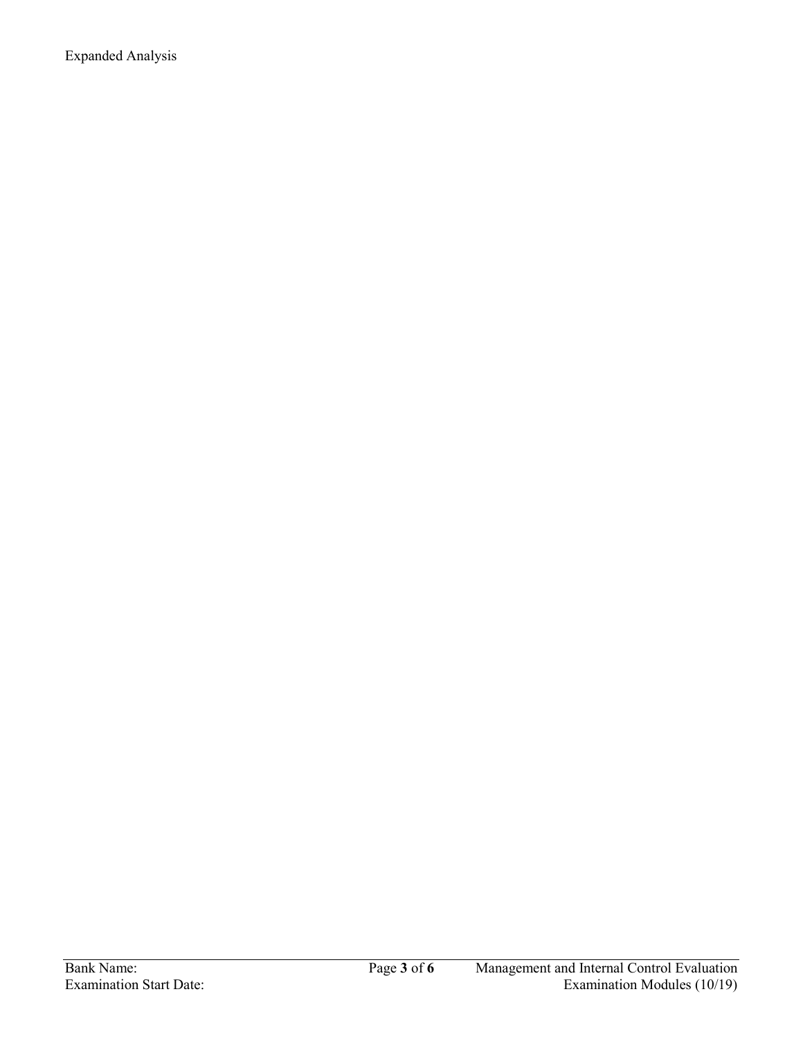Expanded Analysis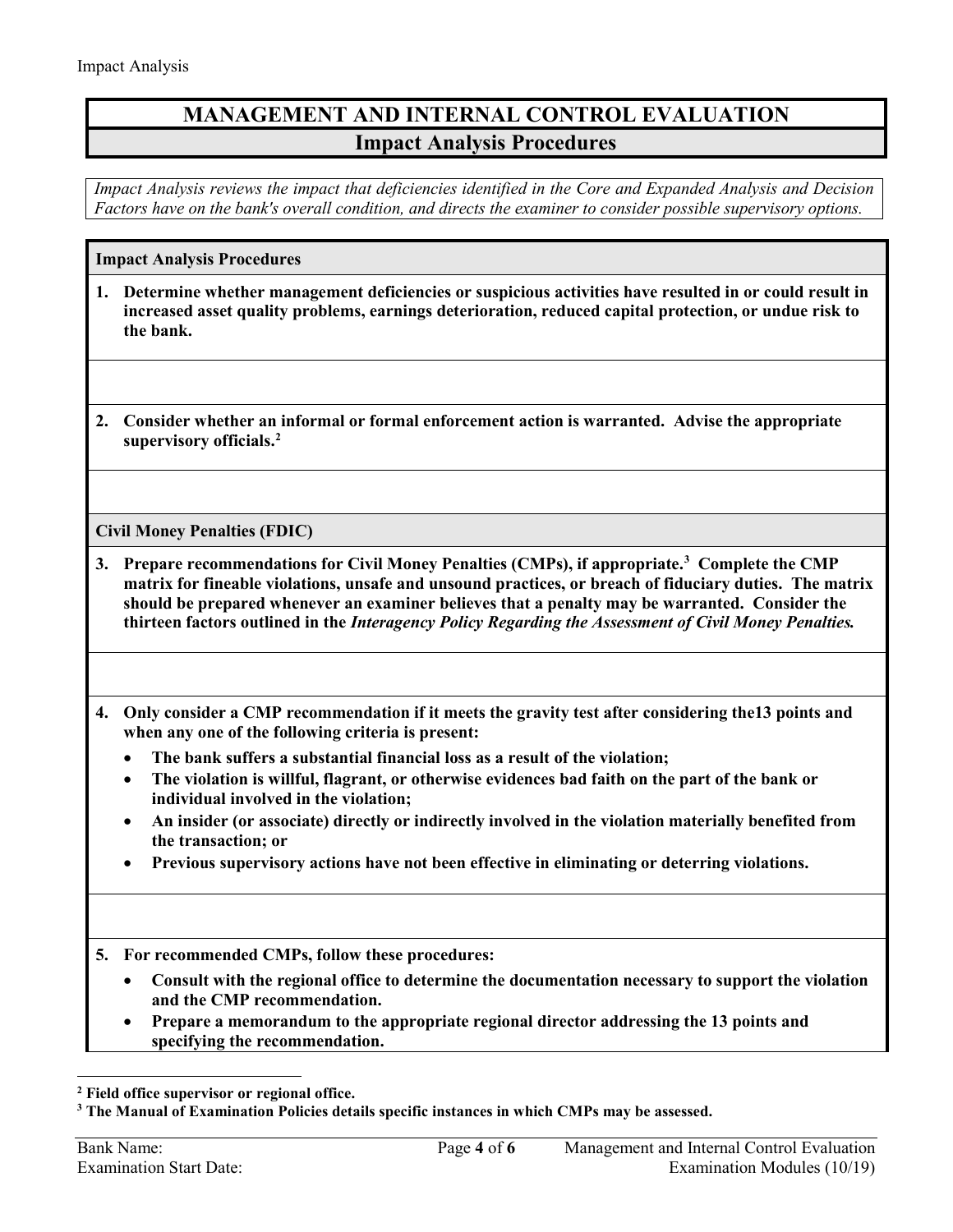# MANAGEMENT AND INTERNAL CONTROL EVALUATION

## Impact Analysis Procedures

*Impact Analysis reviews the impact that deficiencies identified in the Core and Expanded Analysis and Decision Factors have on the bank's overall condition, and directs the examiner to consider possible supervisory options.*

### Impact Analysis Procedures

**1. Determine whether management deficiencies or suspicious activities have resulted in or could result in increased asset quality problems, earnings deterioration, reduced capital protection, or undue risk to the bank.**

**2. Consider whether an informal or formal enforcement action is warranted. Advise the appropriate supervisory officials.[2]**

### Civil Money Penalties (FDIC)

**3. Prepare recommendations for Civil Money Penalties (CMPs), if appropriate.[3] Complete the CMP matrix for fineable violations, unsafe and unsound practices, or breach of fiduciary duties. The matrix should be prepared whenever an examiner believes that a penalty may be warranted. Consider the thirteen factors outlined in the *Interagency Policy Regarding the Assessment of Civil Money Penalties.***

**4. Only consider a CMP recommendation if it meets the gravity test after considering the13 points and when any one of the following criteria is present:**

- **The bank suffers a substantial financial loss as a result of the violation;**
- **The violation is willful, flagrant, or otherwise evidences bad faith on the part of the bank or individual involved in the violation;**
- **An insider (or associate) directly or indirectly involved in the violation materially benefited from the transaction; or**
- **Previous supervisory actions have not been effective in eliminating or deterring violations.**

**5. For recommended CMPs, follow these procedures:**

- **Consult with the regional office to determine the documentation necessary to support the violation and the CMP recommendation.**
- **Prepare a memorandum to the appropriate regional director addressing the 13 points and specifying the recommendation.**

---

**[2] Field office supervisor or regional office.**

**[3] The Manual of Examination Policies details specific instances in which CMPs may be assessed.**

Bank Name:

Examination Start Date: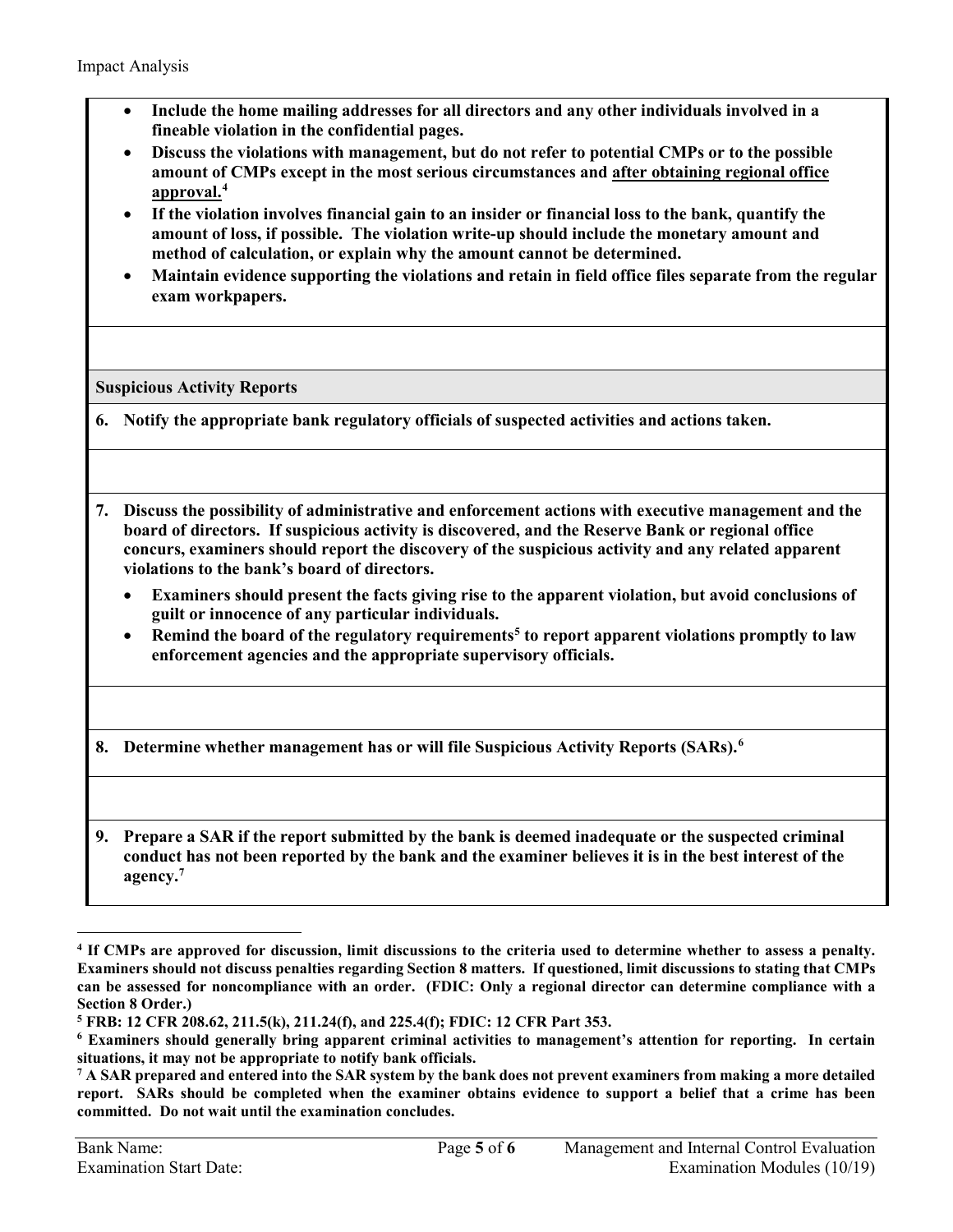- **Include the home mailing addresses for all directors and any other individuals involved in a fineable violation in the confidential pages.**
- **Discuss the violations with management, but do not refer to potential CMPs or to the possible amount of CMPs except in the most serious circumstances and after obtaining regional office approval.[4]**
- **If the violation involves financial gain to an insider or financial loss to the bank, quantify the amount of loss, if possible. The violation write-up should include the monetary amount and method of calculation, or explain why the amount cannot be determined.**
- **Maintain evidence supporting the violations and retain in field office files separate from the regular exam workpapers.**

**Suspicious Activity Reports**

**6. Notify the appropriate bank regulatory officials of suspected activities and actions taken.**

**7. Discuss the possibility of administrative and enforcement actions with executive management and the board of directors. If suspicious activity is discovered, and the Reserve Bank or regional office concurs, examiners should report the discovery of the suspicious activity and any related apparent violations to the bank's board of directors.**

- **Examiners should present the facts giving rise to the apparent violation, but avoid conclusions of guilt or innocence of any particular individuals.**
- **Remind the board of the regulatory requirements[5] to report apparent violations promptly to law enforcement agencies and the appropriate supervisory officials.**

**8. Determine whether management has or will file Suspicious Activity Reports (SARs).[6]**

**9. Prepare a SAR if the report submitted by the bank is deemed inadequate or the suspected criminal conduct has not been reported by the bank and the examiner believes it is in the best interest of the agency.[7]**

---

**[4] If CMPs are approved for discussion, limit discussions to the criteria used to determine whether to assess a penalty. Examiners should not discuss penalties regarding Section 8 matters. If questioned, limit discussions to stating that CMPs can be assessed for noncompliance with an order. (FDIC: Only a regional director can determine compliance with a Section 8 Order.)**

**[5] FRB: 12 CFR 208.62, 211.5(k), 211.24(f), and 225.4(f); FDIC: 12 CFR Part 353.**

**[6] Examiners should generally bring apparent criminal activities to management's attention for reporting. In certain situations, it may not be appropriate to notify bank officials.**

**[7] A SAR prepared and entered into the SAR system by the bank does not prevent examiners from making a more detailed report. SARs should be completed when the examiner obtains evidence to support a belief that a crime has been committed. Do not wait until the examination concludes.**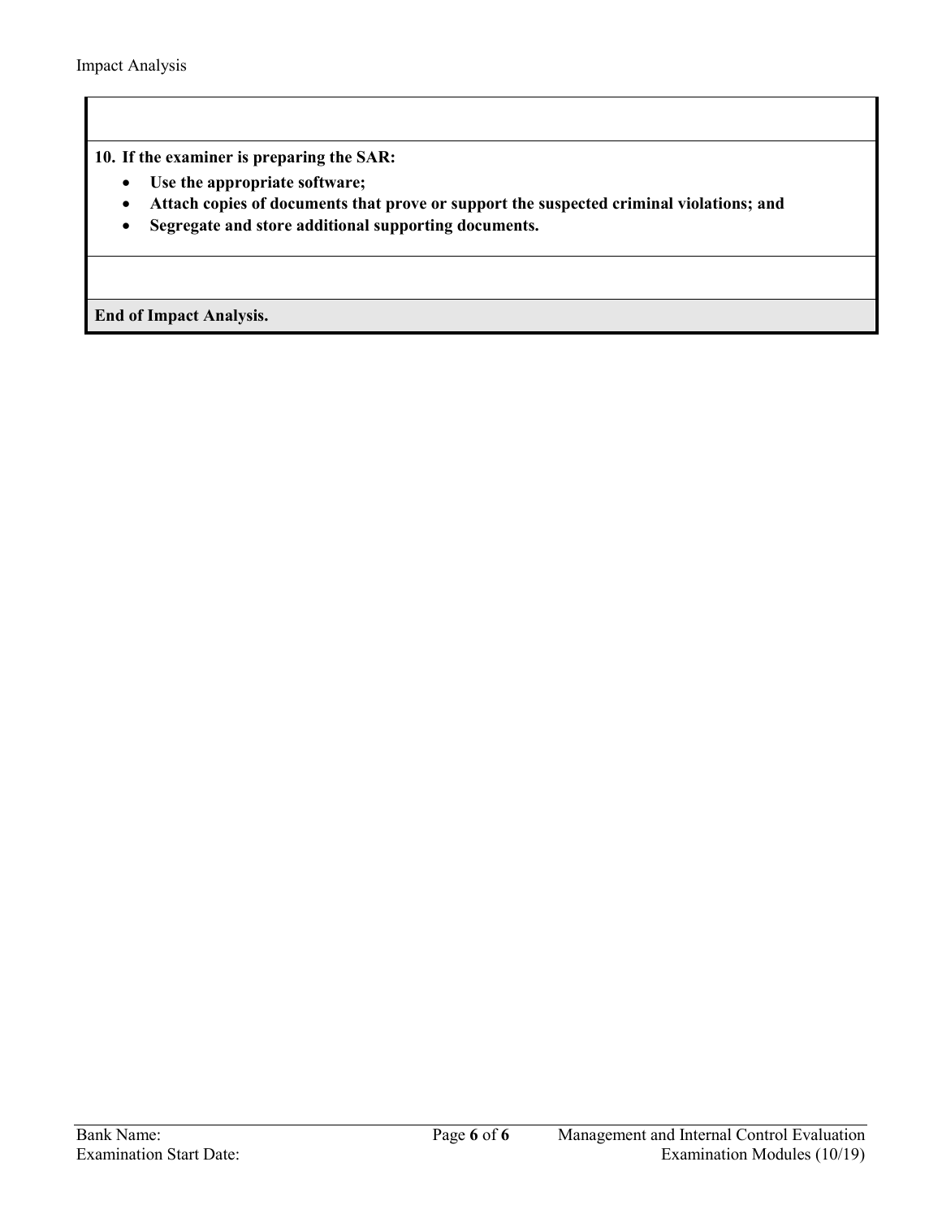**10. If the examiner is preparing the SAR:**

- **Use the appropriate software;**
- **Attach copies of documents that prove or support the suspected criminal violations; and**
- **Segregate and store additional supporting documents.**

**End of Impact Analysis.**